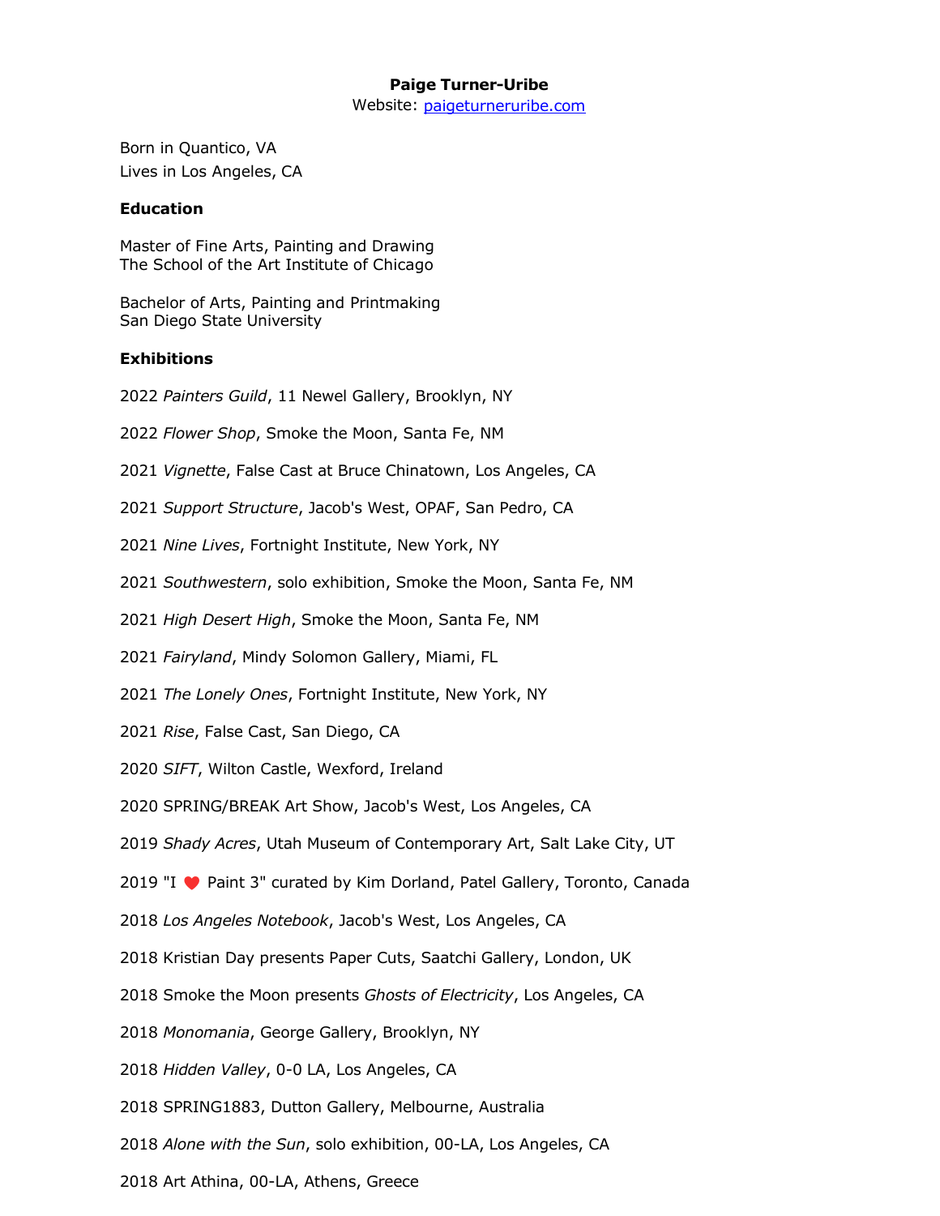# Paige Turner-Uribe

Website: [paigeturneruribe.com](paigeturneruribe.com)

Born in Quantico, VA
Lives in Los Angeles, CA

## Education

Master of Fine Arts, Painting and Drawing
The School of the Art Institute of Chicago

Bachelor of Arts, Painting and Printmaking
San Diego State University

## Exhibitions

2022 *Painters Guild*, 11 Newel Gallery, Brooklyn, NY

2022 *Flower Shop*, Smoke the Moon, Santa Fe, NM

2021 *Vignette*, False Cast at Bruce Chinatown, Los Angeles, CA

2021 *Support Structure*, Jacob's West, OPAF, San Pedro, CA

2021 *Nine Lives*, Fortnight Institute, New York, NY

2021 *Southwestern*, solo exhibition, Smoke the Moon, Santa Fe, NM

2021 *High Desert High*, Smoke the Moon, Santa Fe, NM

2021 *Fairyland*, Mindy Solomon Gallery, Miami, FL

2021 *The Lonely Ones*, Fortnight Institute, New York, NY

2021 *Rise*, False Cast, San Diego, CA

2020 *SIFT*, Wilton Castle, Wexford, Ireland

2020 SPRING/BREAK Art Show, Jacob's West, Los Angeles, CA

2019 *Shady Acres*, Utah Museum of Contemporary Art, Salt Lake City, UT

2019 "I ❤️ Paint 3" curated by Kim Dorland, Patel Gallery, Toronto, Canada

2018 *Los Angeles Notebook*, Jacob's West, Los Angeles, CA

2018 Kristian Day presents Paper Cuts, Saatchi Gallery, London, UK

2018 Smoke the Moon presents *Ghosts of Electricity*, Los Angeles, CA

2018 *Monomania*, George Gallery, Brooklyn, NY

2018 *Hidden Valley*, 0-0 LA, Los Angeles, CA

2018 SPRING1883, Dutton Gallery, Melbourne, Australia

2018 *Alone with the Sun*, solo exhibition, 00-LA, Los Angeles, CA

2018 Art Athina, 00-LA, Athens, Greece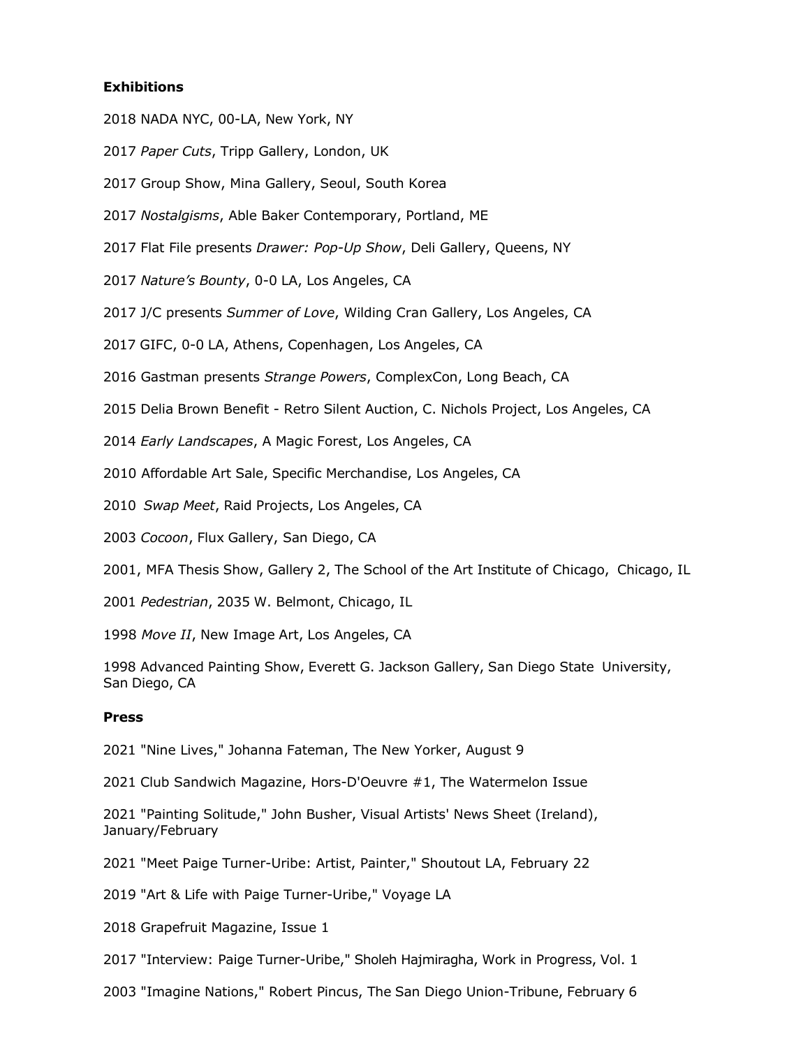**Exhibitions**

2018 NADA NYC, 00-LA, New York, NY

2017 *Paper Cuts*, Tripp Gallery, London, UK

2017 Group Show, Mina Gallery, Seoul, South Korea

2017 *Nostalgisms*, Able Baker Contemporary, Portland, ME

2017 Flat File presents *Drawer: Pop-Up Show*, Deli Gallery, Queens, NY

2017 *Nature's Bounty*, 0-0 LA, Los Angeles, CA

2017 J/C presents *Summer of Love*, Wilding Cran Gallery, Los Angeles, CA

2017 GIFC, 0-0 LA, Athens, Copenhagen, Los Angeles, CA

2016 Gastman presents *Strange Powers*, ComplexCon, Long Beach, CA

2015 Delia Brown Benefit - Retro Silent Auction, C. Nichols Project, Los Angeles, CA

2014 *Early Landscapes*, A Magic Forest, Los Angeles, CA

2010 Affordable Art Sale, Specific Merchandise, Los Angeles, CA

2010 *Swap Meet*, Raid Projects, Los Angeles, CA

2003 *Cocoon*, Flux Gallery, San Diego, CA

2001, MFA Thesis Show, Gallery 2, The School of the Art Institute of Chicago, Chicago, IL

2001 *Pedestrian*, 2035 W. Belmont, Chicago, IL

1998 *Move II*, New Image Art, Los Angeles, CA

1998 Advanced Painting Show, Everett G. Jackson Gallery, San Diego State University, San Diego, CA

**Press**

2021 "Nine Lives," Johanna Fateman, The New Yorker, August 9

2021 Club Sandwich Magazine, Hors-D'Oeuvre #1, The Watermelon Issue

2021 "Painting Solitude," John Busher, Visual Artists' News Sheet (Ireland), January/February

2021 "Meet Paige Turner-Uribe: Artist, Painter," Shoutout LA, February 22

2019 "Art & Life with Paige Turner-Uribe," Voyage LA

2018 Grapefruit Magazine, Issue 1

2017 "Interview: Paige Turner-Uribe," Sholeh Hajmiragha, Work in Progress, Vol. 1

2003 "Imagine Nations," Robert Pincus, The San Diego Union-Tribune, February 6